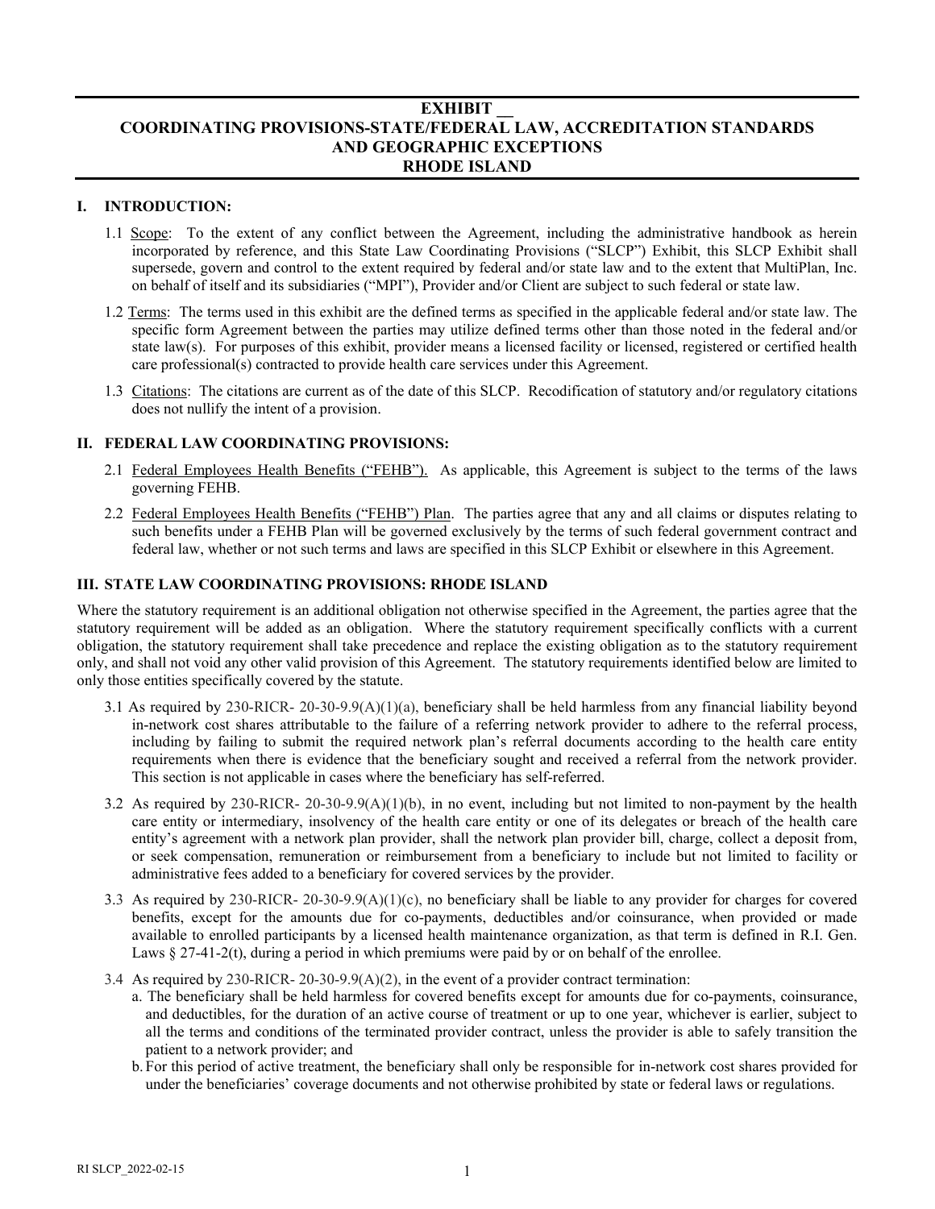# EXHIBIT __
# COORDINATING PROVISIONS-STATE/FEDERAL LAW, ACCREDITATION STANDARDS AND GEOGRAPHIC EXCEPTIONS
# RHODE ISLAND

## I. INTRODUCTION:

1.1 Scope: To the extent of any conflict between the Agreement, including the administrative handbook as herein incorporated by reference, and this State Law Coordinating Provisions ("SLCP") Exhibit, this SLCP Exhibit shall supersede, govern and control to the extent required by federal and/or state law and to the extent that MultiPlan, Inc. on behalf of itself and its subsidiaries ("MPI"), Provider and/or Client are subject to such federal or state law.

1.2 Terms: The terms used in this exhibit are the defined terms as specified in the applicable federal and/or state law. The specific form Agreement between the parties may utilize defined terms other than those noted in the federal and/or state law(s). For purposes of this exhibit, provider means a licensed facility or licensed, registered or certified health care professional(s) contracted to provide health care services under this Agreement.

1.3 Citations: The citations are current as of the date of this SLCP. Recodification of statutory and/or regulatory citations does not nullify the intent of a provision.

## II. FEDERAL LAW COORDINATING PROVISIONS:

2.1 Federal Employees Health Benefits ("FEHB"). As applicable, this Agreement is subject to the terms of the laws governing FEHB.

2.2 Federal Employees Health Benefits ("FEHB") Plan. The parties agree that any and all claims or disputes relating to such benefits under a FEHB Plan will be governed exclusively by the terms of such federal government contract and federal law, whether or not such terms and laws are specified in this SLCP Exhibit or elsewhere in this Agreement.

## III. STATE LAW COORDINATING PROVISIONS: RHODE ISLAND

Where the statutory requirement is an additional obligation not otherwise specified in the Agreement, the parties agree that the statutory requirement will be added as an obligation. Where the statutory requirement specifically conflicts with a current obligation, the statutory requirement shall take precedence and replace the existing obligation as to the statutory requirement only, and shall not void any other valid provision of this Agreement. The statutory requirements identified below are limited to only those entities specifically covered by the statute.

3.1 As required by 230-RICR- 20-30-9.9(A)(1)(a), beneficiary shall be held harmless from any financial liability beyond in-network cost shares attributable to the failure of a referring network provider to adhere to the referral process, including by failing to submit the required network plan's referral documents according to the health care entity requirements when there is evidence that the beneficiary sought and received a referral from the network provider. This section is not applicable in cases where the beneficiary has self-referred.

3.2 As required by 230-RICR- 20-30-9.9(A)(1)(b), in no event, including but not limited to non-payment by the health care entity or intermediary, insolvency of the health care entity or one of its delegates or breach of the health care entity's agreement with a network plan provider, shall the network plan provider bill, charge, collect a deposit from, or seek compensation, remuneration or reimbursement from a beneficiary to include but not limited to facility or administrative fees added to a beneficiary for covered services by the provider.

3.3 As required by 230-RICR- 20-30-9.9(A)(1)(c), no beneficiary shall be liable to any provider for charges for covered benefits, except for the amounts due for co-payments, deductibles and/or coinsurance, when provided or made available to enrolled participants by a licensed health maintenance organization, as that term is defined in R.I. Gen. Laws § 27-41-2(t), during a period in which premiums were paid by or on behalf of the enrollee.

3.4 As required by 230-RICR- 20-30-9.9(A)(2), in the event of a provider contract termination:

a. The beneficiary shall be held harmless for covered benefits except for amounts due for co-payments, coinsurance, and deductibles, for the duration of an active course of treatment or up to one year, whichever is earlier, subject to all the terms and conditions of the terminated provider contract, unless the provider is able to safely transition the patient to a network provider; and

b. For this period of active treatment, the beneficiary shall only be responsible for in-network cost shares provided for under the beneficiaries' coverage documents and not otherwise prohibited by state or federal laws or regulations.

RI SLCP_2022-02-15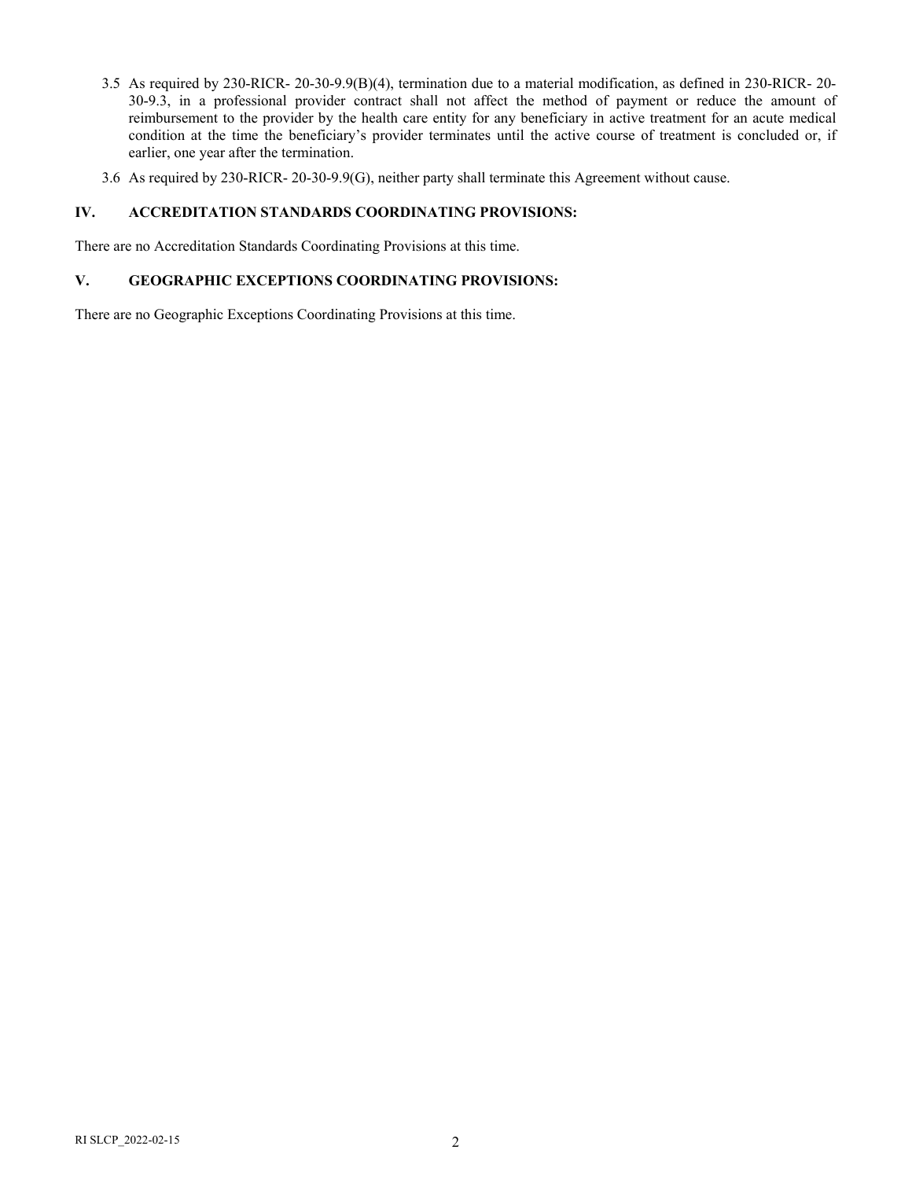3.5 As required by 230-RICR- 20-30-9.9(B)(4), termination due to a material modification, as defined in 230-RICR- 20-30-9.3, in a professional provider contract shall not affect the method of payment or reduce the amount of reimbursement to the provider by the health care entity for any beneficiary in active treatment for an acute medical condition at the time the beneficiary's provider terminates until the active course of treatment is concluded or, if earlier, one year after the termination.

3.6 As required by 230-RICR- 20-30-9.9(G), neither party shall terminate this Agreement without cause.

## IV. ACCREDITATION STANDARDS COORDINATING PROVISIONS:

There are no Accreditation Standards Coordinating Provisions at this time.

## V. GEOGRAPHIC EXCEPTIONS COORDINATING PROVISIONS:

There are no Geographic Exceptions Coordinating Provisions at this time.